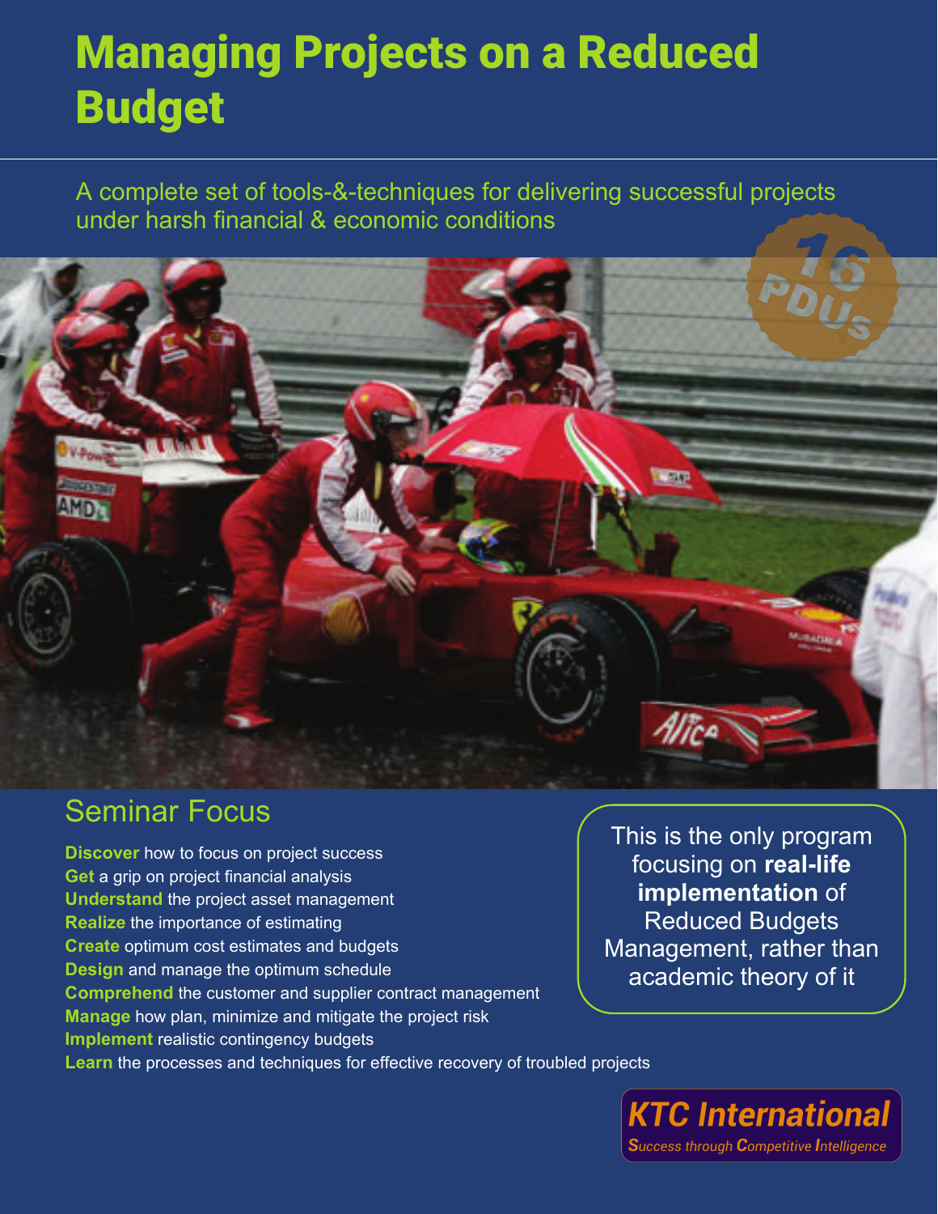# Managing Projects on a Reduced Budget

A complete set of tools-&-techniques for delivering successful projects under harsh financial & economic conditions

16 PDUs

## Seminar Focus

**Discover** how to focus on project success
**Get** a grip on project financial analysis
**Understand** the project asset management
**Realize** the importance of estimating
**Create** optimum cost estimates and budgets
**Design** and manage the optimum schedule
**Comprehend** the customer and supplier contract management
**Manage** how plan, minimize and mitigate the project risk
**Implement** realistic contingency budgets
**Learn** the processes and techniques for effective recovery of troubled projects

This is the only program focusing on **real-life implementation** of Reduced Budgets Management, rather than academic theory of it

**KTC International**
*Success through Competitive Intelligence*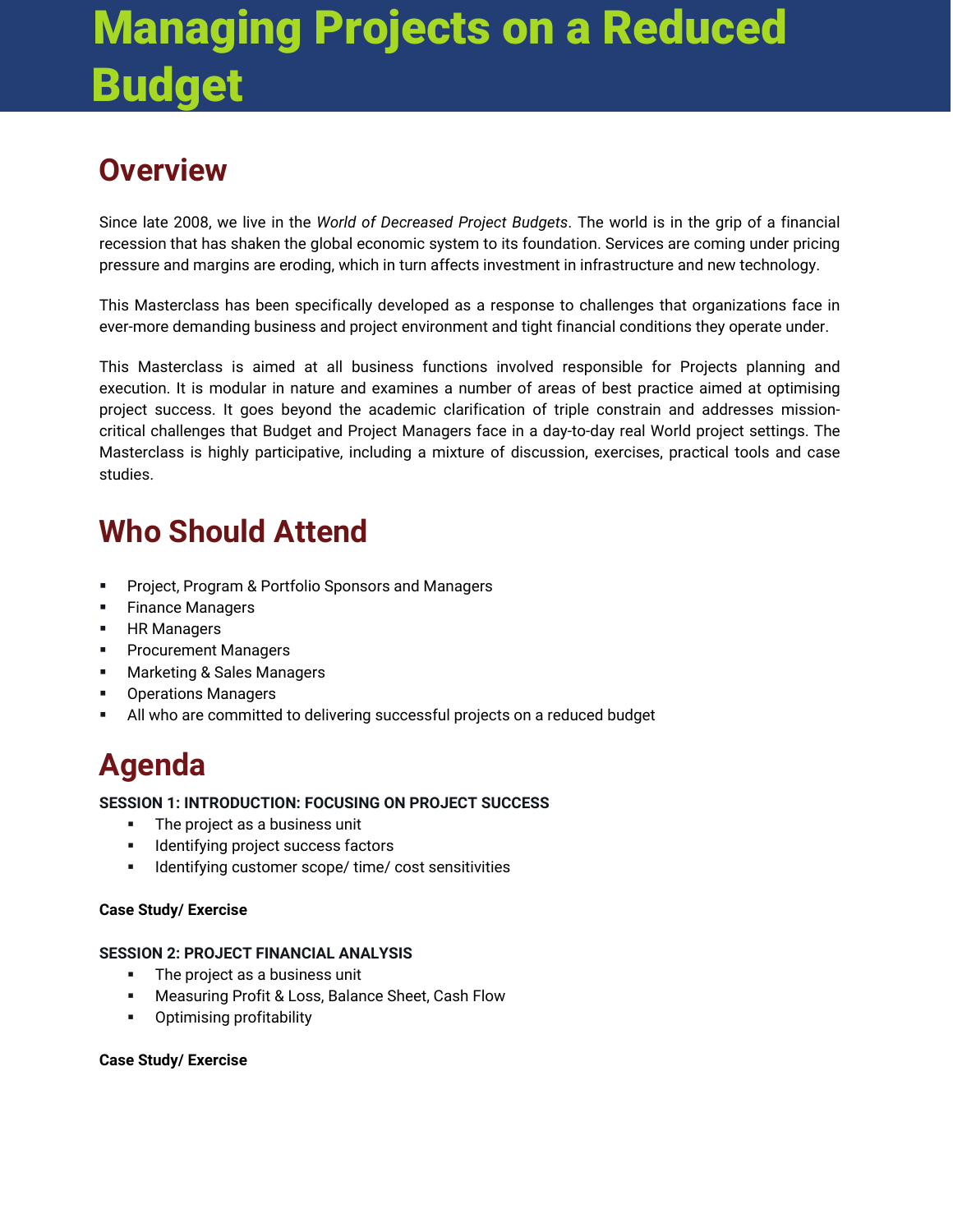# Managing Projects on a Reduced Budget

## Overview

Since late 2008, we live in the *World of Decreased Project Budgets*. The world is in the grip of a financial recession that has shaken the global economic system to its foundation. Services are coming under pricing pressure and margins are eroding, which in turn affects investment in infrastructure and new technology.

This Masterclass has been specifically developed as a response to challenges that organizations face in ever-more demanding business and project environment and tight financial conditions they operate under.

This Masterclass is aimed at all business functions involved responsible for Projects planning and execution. It is modular in nature and examines a number of areas of best practice aimed at optimising project success. It goes beyond the academic clarification of triple constrain and addresses mission-critical challenges that Budget and Project Managers face in a day-to-day real World project settings. The Masterclass is highly participative, including a mixture of discussion, exercises, practical tools and case studies.

## Who Should Attend

- Project, Program & Portfolio Sponsors and Managers
- Finance Managers
- HR Managers
- Procurement Managers
- Marketing & Sales Managers
- Operations Managers
- All who are committed to delivering successful projects on a reduced budget

## Agenda

**SESSION 1: INTRODUCTION: FOCUSING ON PROJECT SUCCESS**

- The project as a business unit
- Identifying project success factors
- Identifying customer scope/ time/ cost sensitivities

**Case Study/ Exercise**

**SESSION 2: PROJECT FINANCIAL ANALYSIS**

- The project as a business unit
- Measuring Profit & Loss, Balance Sheet, Cash Flow
- Optimising profitability

**Case Study/ Exercise**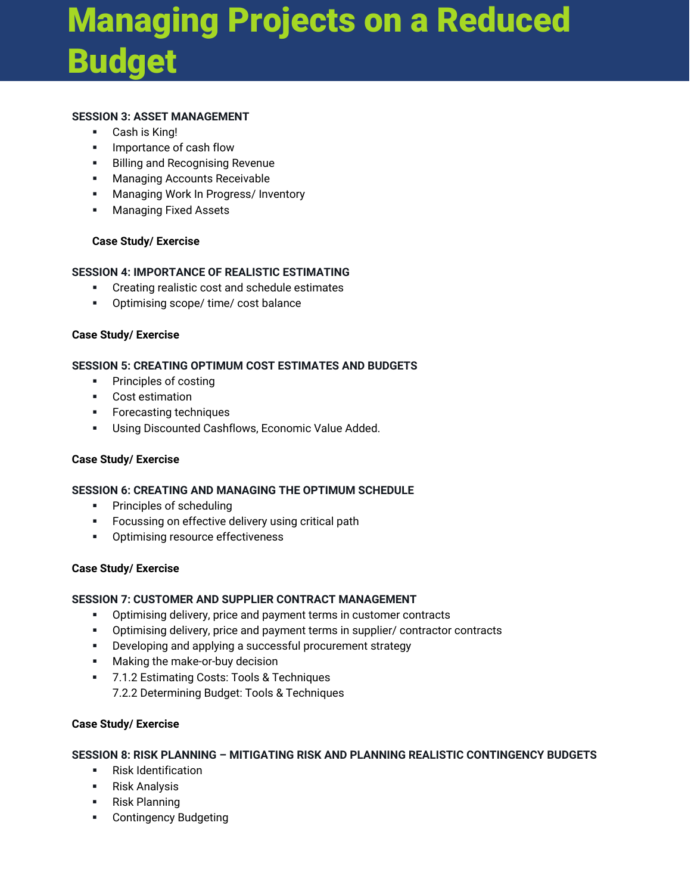# Managing Projects on a Reduced Budget

**SESSION 3: ASSET MANAGEMENT**

- Cash is King!
- Importance of cash flow
- Billing and Recognising Revenue
- Managing Accounts Receivable
- Managing Work In Progress/ Inventory
- Managing Fixed Assets

**Case Study/ Exercise**

**SESSION 4: IMPORTANCE OF REALISTIC ESTIMATING**

- Creating realistic cost and schedule estimates
- Optimising scope/ time/ cost balance

**Case Study/ Exercise**

**SESSION 5: CREATING OPTIMUM COST ESTIMATES AND BUDGETS**

- Principles of costing
- Cost estimation
- Forecasting techniques
- Using Discounted Cashflows, Economic Value Added.

**Case Study/ Exercise**

**SESSION 6: CREATING AND MANAGING THE OPTIMUM SCHEDULE**

- Principles of scheduling
- Focussing on effective delivery using critical path
- Optimising resource effectiveness

**Case Study/ Exercise**

**SESSION 7: CUSTOMER AND SUPPLIER CONTRACT MANAGEMENT**

- Optimising delivery, price and payment terms in customer contracts
- Optimising delivery, price and payment terms in supplier/ contractor contracts
- Developing and applying a successful procurement strategy
- Making the make-or-buy decision
- 7.1.2 Estimating Costs: Tools & Techniques
  7.2.2 Determining Budget: Tools & Techniques

**Case Study/ Exercise**

**SESSION 8: RISK PLANNING – MITIGATING RISK AND PLANNING REALISTIC CONTINGENCY BUDGETS**

- Risk Identification
- Risk Analysis
- Risk Planning
- Contingency Budgeting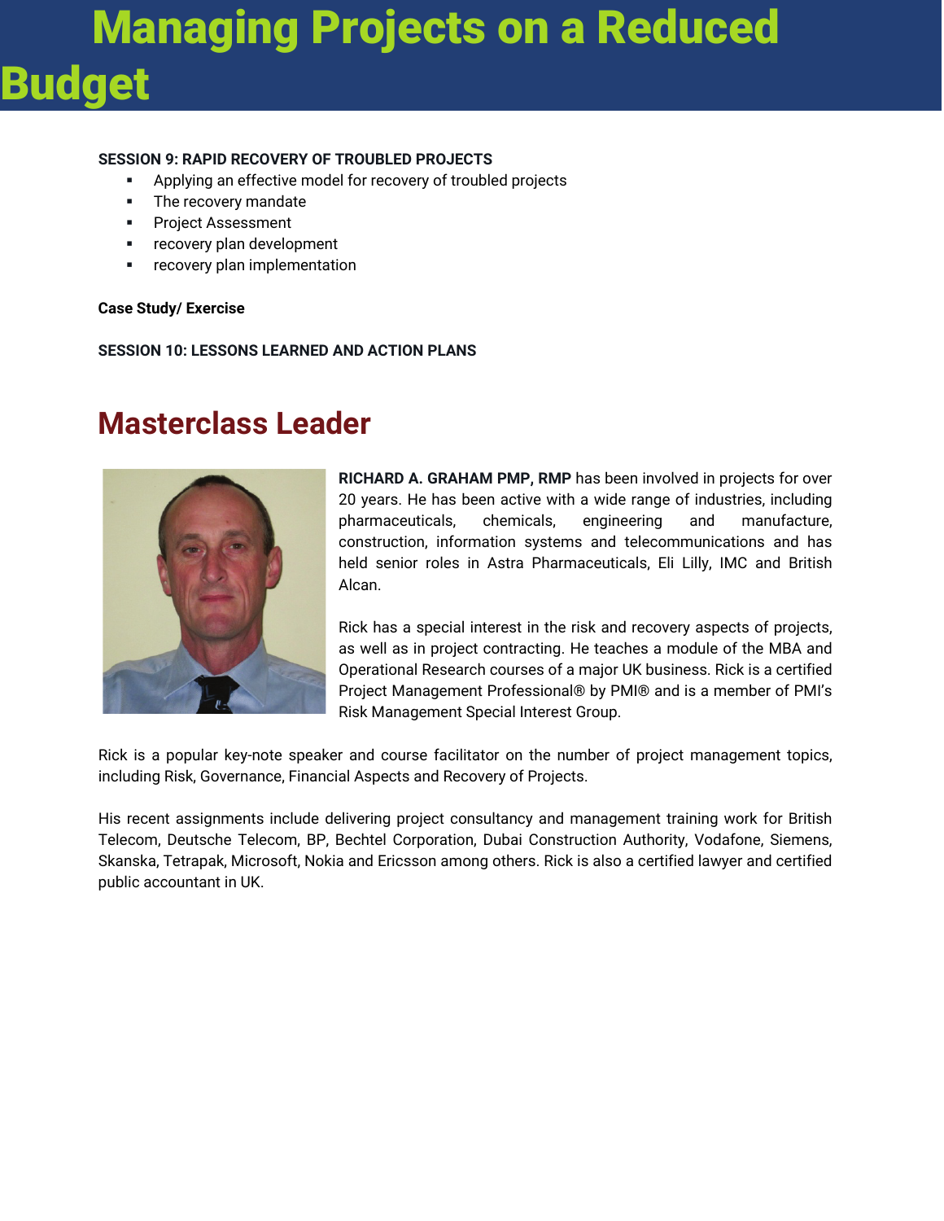# Managing Projects on a Reduced Budget

**SESSION 9: RAPID RECOVERY OF TROUBLED PROJECTS**

- Applying an effective model for recovery of troubled projects
- The recovery mandate
- Project Assessment
- recovery plan development
- recovery plan implementation

**Case Study/ Exercise**

**SESSION 10: LESSONS LEARNED AND ACTION PLANS**

## Masterclass Leader

**RICHARD A. GRAHAM PMP, RMP** has been involved in projects for over 20 years. He has been active with a wide range of industries, including pharmaceuticals, chemicals, engineering and manufacture, construction, information systems and telecommunications and has held senior roles in Astra Pharmaceuticals, Eli Lilly, IMC and British Alcan.

Rick has a special interest in the risk and recovery aspects of projects, as well as in project contracting. He teaches a module of the MBA and Operational Research courses of a major UK business. Rick is a certified Project Management Professional® by PMI® and is a member of PMI's Risk Management Special Interest Group.

Rick is a popular key-note speaker and course facilitator on the number of project management topics, including Risk, Governance, Financial Aspects and Recovery of Projects.

His recent assignments include delivering project consultancy and management training work for British Telecom, Deutsche Telecom, BP, Bechtel Corporation, Dubai Construction Authority, Vodafone, Siemens, Skanska, Tetrapak, Microsoft, Nokia and Ericsson among others. Rick is also a certified lawyer and certified public accountant in UK.